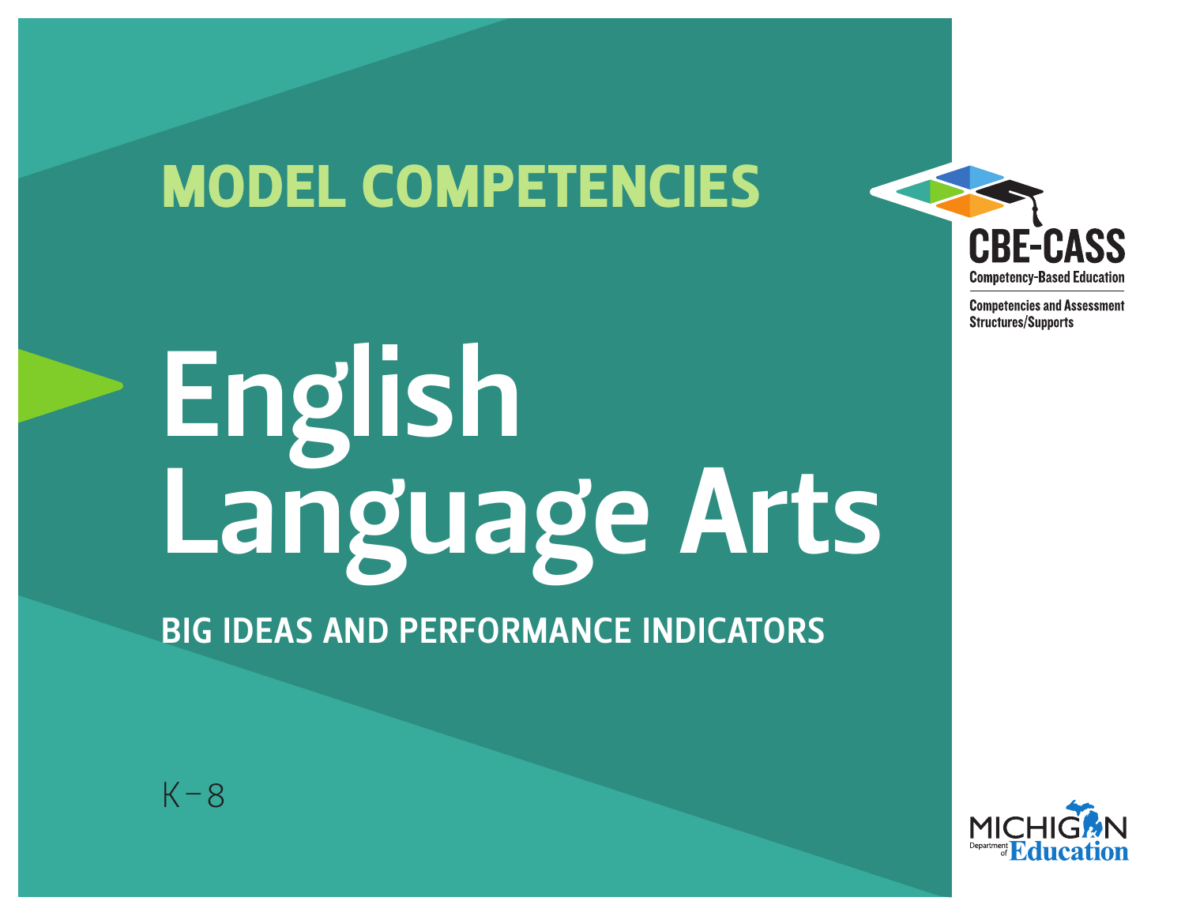## MODEL COMPETENCIES

# English Language Arts

### BIG IDEAS AND PERFORMANCE INDICATORS

K–8

**CBE-CASS**

Competency-Based Education

Competencies and Assessment Structures/Supports

MICHIGAN Department of Education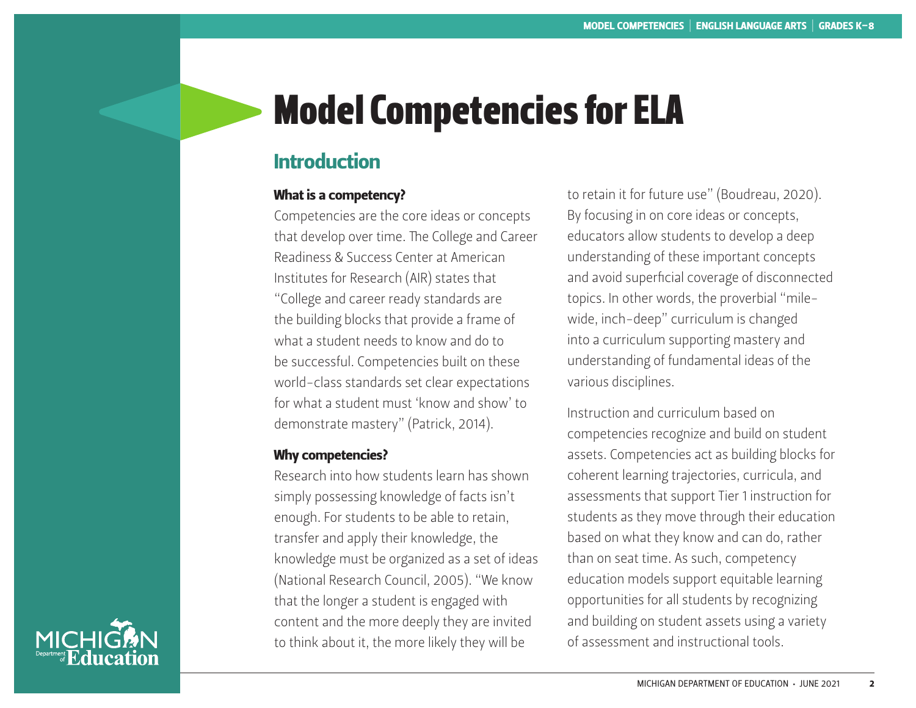# Model Competencies for ELA

## Introduction

### What is a competency?

Competencies are the core ideas or concepts that develop over time. The College and Career Readiness & Success Center at American Institutes for Research (AIR) states that "College and career ready standards are the building blocks that provide a frame of what a student needs to know and do to be successful. Competencies built on these world-class standards set clear expectations for what a student must 'know and show' to demonstrate mastery" (Patrick, 2014).

### Why competencies?

Research into how students learn has shown simply possessing knowledge of facts isn't enough. For students to be able to retain, transfer and apply their knowledge, the knowledge must be organized as a set of ideas (National Research Council, 2005). "We know that the longer a student is engaged with content and the more deeply they are invited to think about it, the more likely they will be to retain it for future use" (Boudreau, 2020). By focusing in on core ideas or concepts, educators allow students to develop a deep understanding of these important concepts and avoid superficial coverage of disconnected topics. In other words, the proverbial "mile-wide, inch-deep" curriculum is changed into a curriculum supporting mastery and understanding of fundamental ideas of the various disciplines.

Instruction and curriculum based on competencies recognize and build on student assets. Competencies act as building blocks for coherent learning trajectories, curricula, and assessments that support Tier 1 instruction for students as they move through their education based on what they know and can do, rather than on seat time. As such, competency education models support equitable learning opportunities for all students by recognizing and building on student assets using a variety of assessment and instructional tools.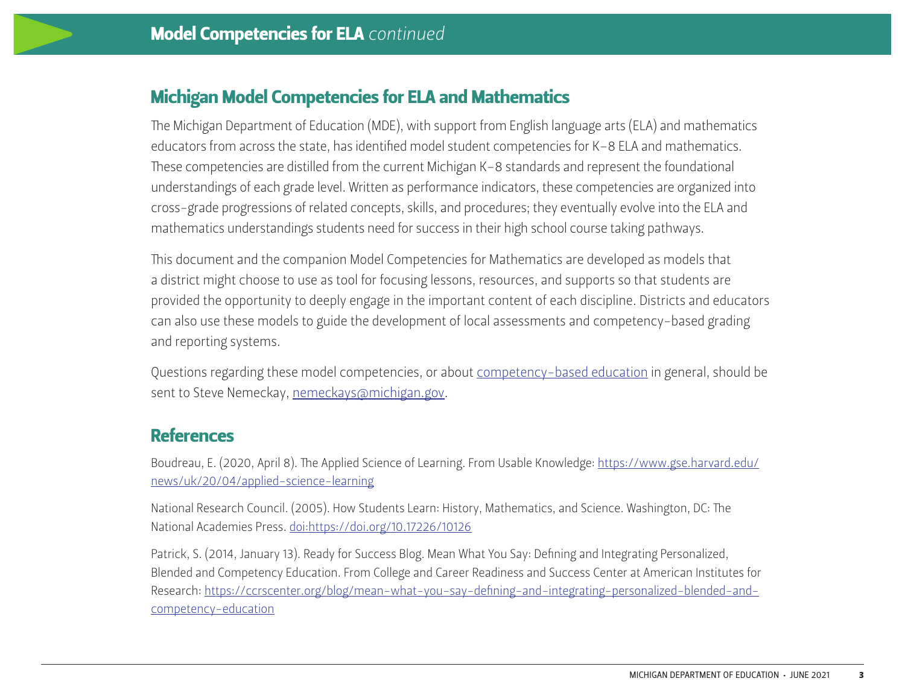# Model Competencies for ELA *continued*

## Michigan Model Competencies for ELA and Mathematics

The Michigan Department of Education (MDE), with support from English language arts (ELA) and mathematics educators from across the state, has identified model student competencies for K–8 ELA and mathematics. These competencies are distilled from the current Michigan K–8 standards and represent the foundational understandings of each grade level. Written as performance indicators, these competencies are organized into cross-grade progressions of related concepts, skills, and procedures; they eventually evolve into the ELA and mathematics understandings students need for success in their high school course taking pathways.

This document and the companion Model Competencies for Mathematics are developed as models that a district might choose to use as tool for focusing lessons, resources, and supports so that students are provided the opportunity to deeply engage in the important content of each discipline. Districts and educators can also use these models to guide the development of local assessments and competency-based grading and reporting systems.

Questions regarding these model competencies, or about competency-based education in general, should be sent to Steve Nemeckay, nemeckays@michigan.gov.

## References

Boudreau, E. (2020, April 8). The Applied Science of Learning. From Usable Knowledge: https://www.gse.harvard.edu/news/uk/20/04/applied-science-learning

National Research Council. (2005). How Students Learn: History, Mathematics, and Science. Washington, DC: The National Academies Press. doi:https://doi.org/10.17226/10126

Patrick, S. (2014, January 13). Ready for Success Blog. Mean What You Say: Defining and Integrating Personalized, Blended and Competency Education. From College and Career Readiness and Success Center at American Institutes for Research: https://ccrscenter.org/blog/mean-what-you-say-defining-and-integrating-personalized-blended-and-competency-education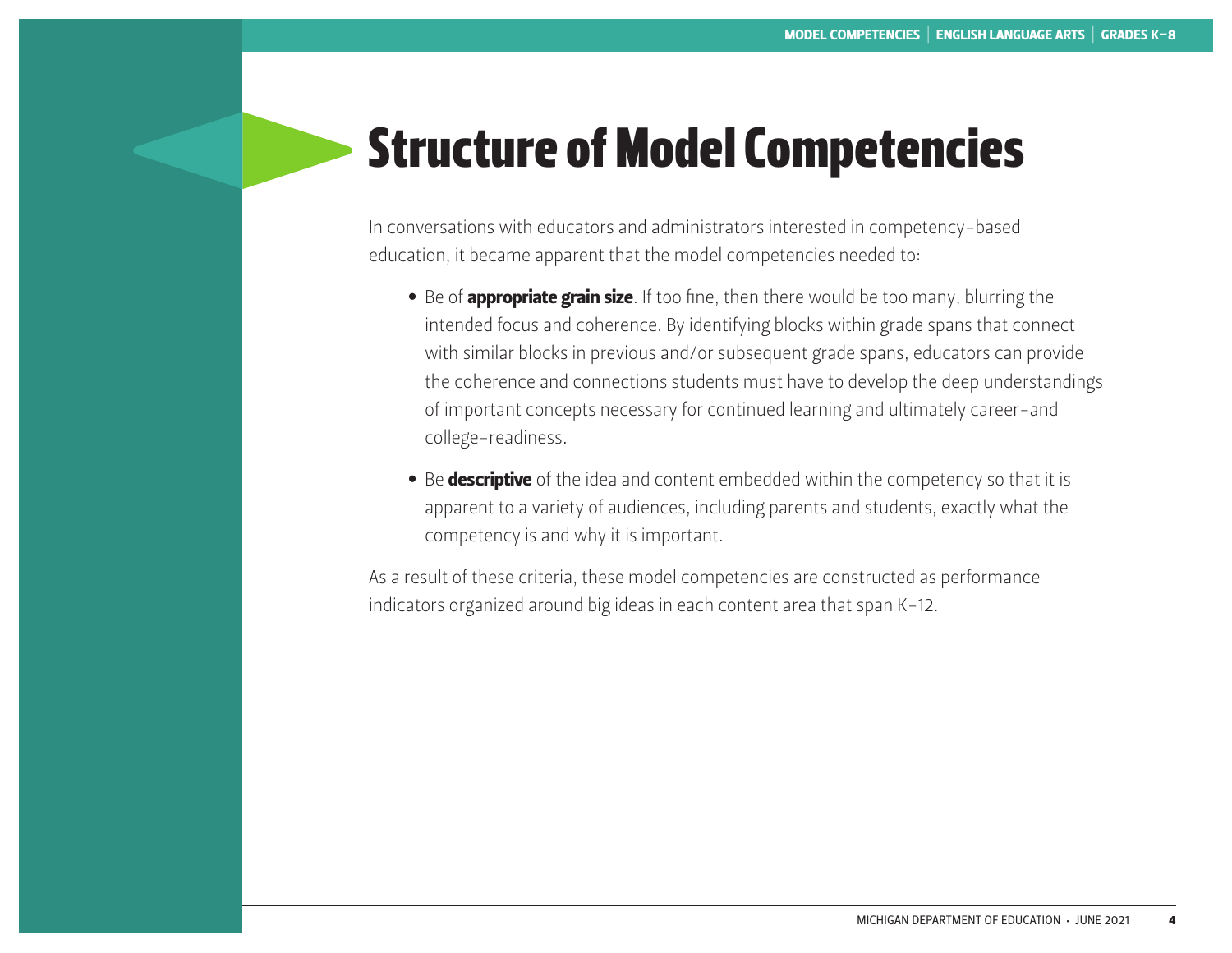# Structure of Model Competencies

In conversations with educators and administrators interested in competency-based education, it became apparent that the model competencies needed to:

- Be of **appropriate grain size**. If too fine, then there would be too many, blurring the intended focus and coherence. By identifying blocks within grade spans that connect with similar blocks in previous and/or subsequent grade spans, educators can provide the coherence and connections students must have to develop the deep understandings of important concepts necessary for continued learning and ultimately career-and college-readiness.
- Be **descriptive** of the idea and content embedded within the competency so that it is apparent to a variety of audiences, including parents and students, exactly what the competency is and why it is important.

As a result of these criteria, these model competencies are constructed as performance indicators organized around big ideas in each content area that span K-12.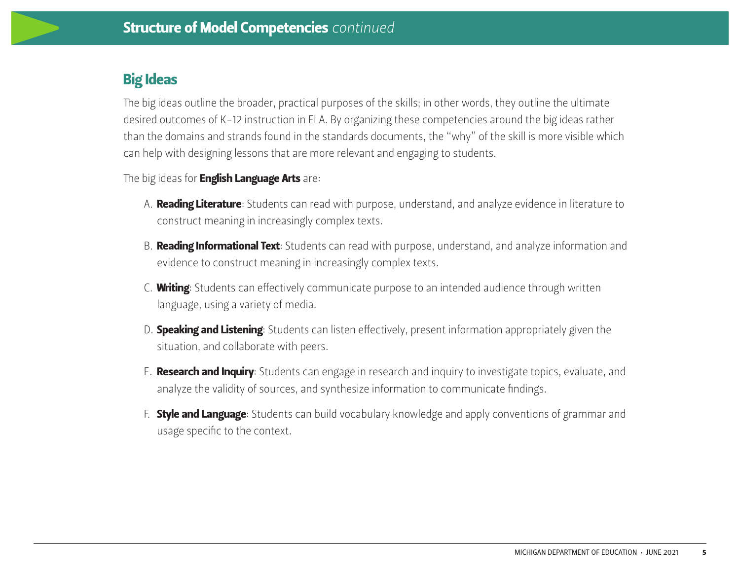# Structure of Model Competencies *continued*

## Big Ideas

The big ideas outline the broader, practical purposes of the skills; in other words, they outline the ultimate desired outcomes of K–12 instruction in ELA. By organizing these competencies around the big ideas rather than the domains and strands found in the standards documents, the "why" of the skill is more visible which can help with designing lessons that are more relevant and engaging to students.

The big ideas for **English Language Arts** are:

A. **Reading Literature**: Students can read with purpose, understand, and analyze evidence in literature to construct meaning in increasingly complex texts.

B. **Reading Informational Text**: Students can read with purpose, understand, and analyze information and evidence to construct meaning in increasingly complex texts.

C. **Writing**: Students can effectively communicate purpose to an intended audience through written language, using a variety of media.

D. **Speaking and Listening**: Students can listen effectively, present information appropriately given the situation, and collaborate with peers.

E. **Research and Inquiry**: Students can engage in research and inquiry to investigate topics, evaluate, and analyze the validity of sources, and synthesize information to communicate findings.

F. **Style and Language**: Students can build vocabulary knowledge and apply conventions of grammar and usage specific to the context.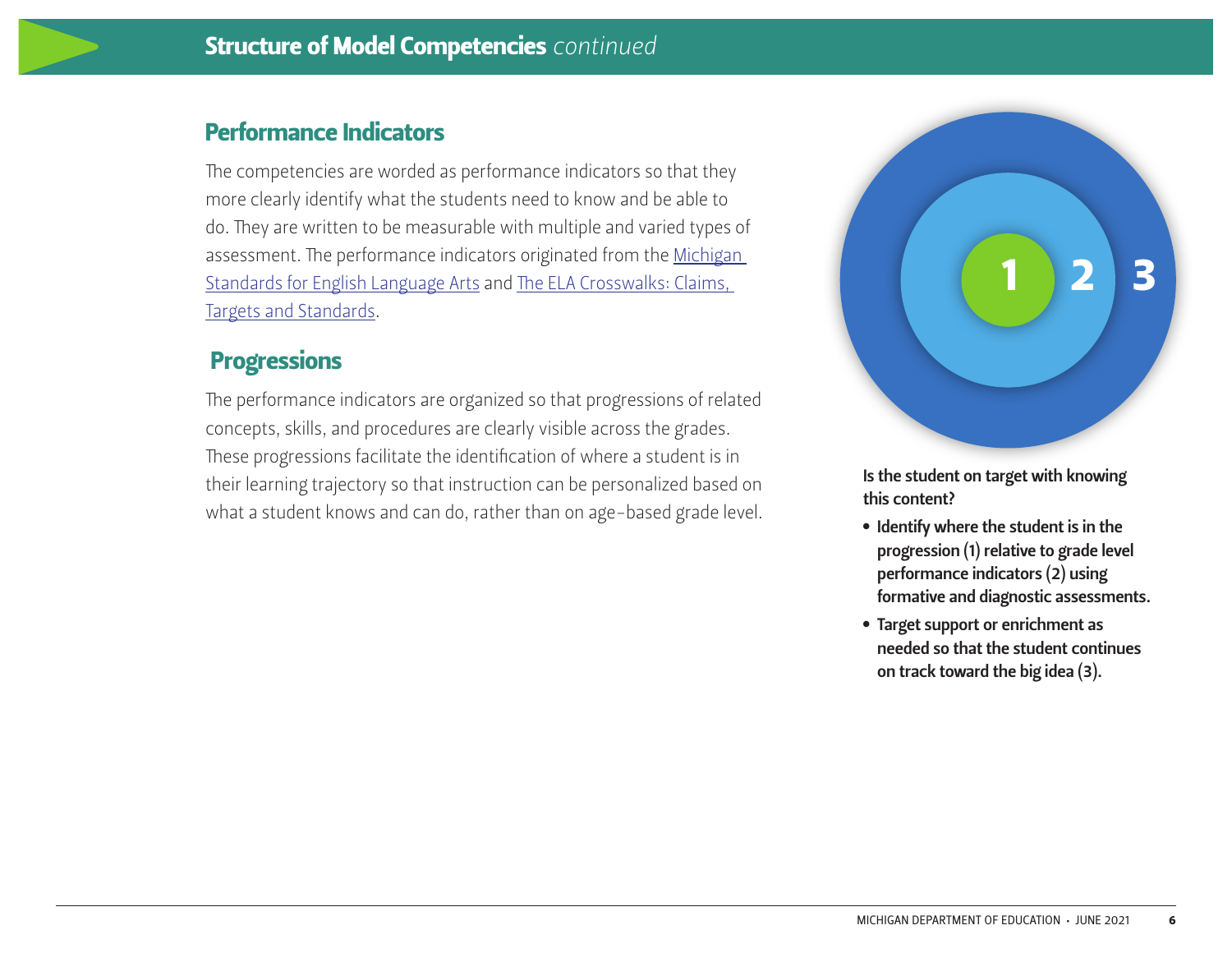## Structure of Model Competencies *continued*

### Performance Indicators

The competencies are worded as performance indicators so that they more clearly identify what the students need to know and be able to do. They are written to be measurable with multiple and varied types of assessment. The performance indicators originated from the [Michigan Standards for English Language Arts]() and [The ELA Crosswalks: Claims, Targets and Standards]().

### Progressions

The performance indicators are organized so that progressions of related concepts, skills, and procedures are clearly visible across the grades. These progressions facilitate the identification of where a student is in their learning trajectory so that instruction can be personalized based on what a student knows and can do, rather than on age-based grade level.

1 2 3

**Is the student on target with knowing this content?**

- **Identify where the student is in the progression (1) relative to grade level performance indicators (2) using formative and diagnostic assessments.**
- **Target support or enrichment as needed so that the student continues on track toward the big idea (3).**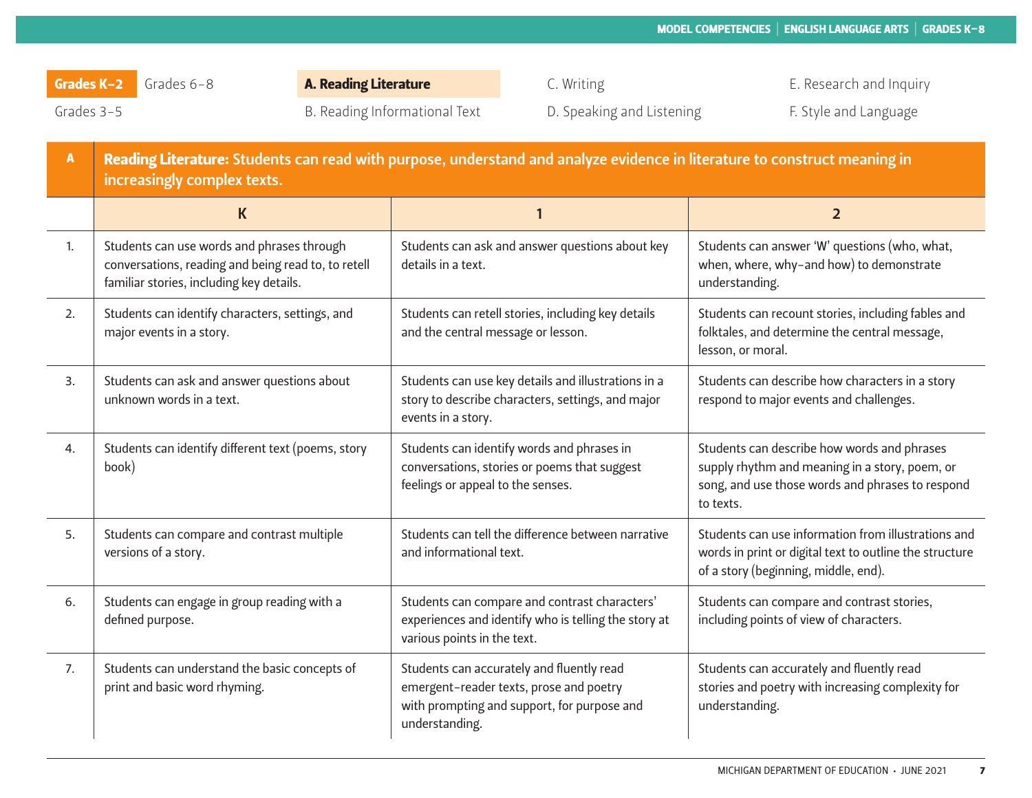Grades K–2 | Grades 6–8 | Grades 3–5

A. Reading Literature | B. Reading Informational Text | C. Writing | D. Speaking and Listening | E. Research and Inquiry | F. Style and Language

## A Reading Literature: Students can read with purpose, understand and analyze evidence in literature to construct meaning in increasingly complex texts.

| | K | 1 | 2 |
|---|---|---|---|
| 1. | Students can use words and phrases through conversations, reading and being read to, to retell familiar stories, including key details. | Students can ask and answer questions about key details in a text. | Students can answer 'W' questions (who, what, when, where, why–and how) to demonstrate understanding. |
| 2. | Students can identify characters, settings, and major events in a story. | Students can retell stories, including key details and the central message or lesson. | Students can recount stories, including fables and folktales, and determine the central message, lesson, or moral. |
| 3. | Students can ask and answer questions about unknown words in a text. | Students can use key details and illustrations in a story to describe characters, settings, and major events in a story. | Students can describe how characters in a story respond to major events and challenges. |
| 4. | Students can identify different text (poems, story book) | Students can identify words and phrases in conversations, stories or poems that suggest feelings or appeal to the senses. | Students can describe how words and phrases supply rhythm and meaning in a story, poem, or song, and use those words and phrases to respond to texts. |
| 5. | Students can compare and contrast multiple versions of a story. | Students can tell the difference between narrative and informational text. | Students can use information from illustrations and words in print or digital text to outline the structure of a story (beginning, middle, end). |
| 6. | Students can engage in group reading with a defined purpose. | Students can compare and contrast characters' experiences and identify who is telling the story at various points in the text. | Students can compare and contrast stories, including points of view of characters. |
| 7. | Students can understand the basic concepts of print and basic word rhyming. | Students can accurately and fluently read emergent-reader texts, prose and poetry with prompting and support, for purpose and understanding. | Students can accurately and fluently read stories and poetry with increasing complexity for understanding. |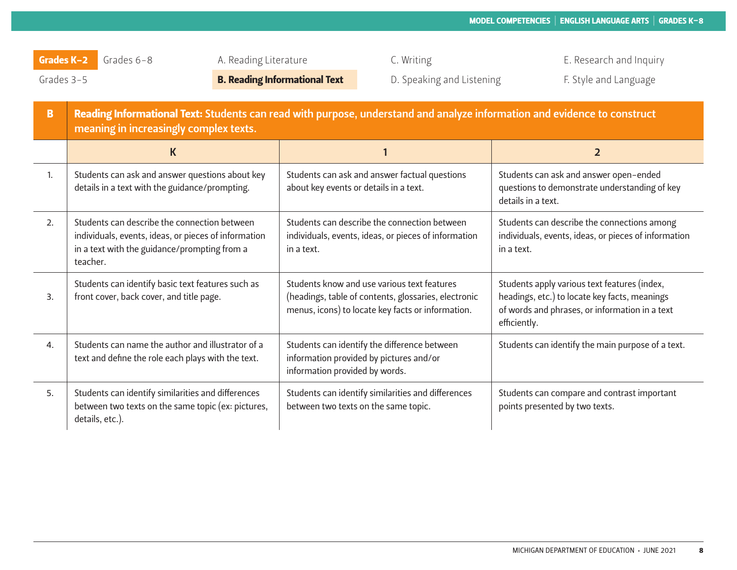Grades K–2 | Grades 6–8 | Grades 3–5

A. Reading Literature | **B. Reading Informational Text** | C. Writing | D. Speaking and Listening | E. Research and Inquiry | F. Style and Language

| B | **Reading Informational Text:** Students can read with purpose, understand and analyze information and evidence to construct meaning in increasingly complex texts. | | |
|---|---|---|---|
| | **K** | **1** | **2** |
| 1. | Students can ask and answer questions about key details in a text with the guidance/prompting. | Students can ask and answer factual questions about key events or details in a text. | Students can ask and answer open-ended questions to demonstrate understanding of key details in a text. |
| 2. | Students can describe the connection between individuals, events, ideas, or pieces of information in a text with the guidance/prompting from a teacher. | Students can describe the connection between individuals, events, ideas, or pieces of information in a text. | Students can describe the connections among individuals, events, ideas, or pieces of information in a text. |
| 3. | Students can identify basic text features such as front cover, back cover, and title page. | Students know and use various text features (headings, table of contents, glossaries, electronic menus, icons) to locate key facts or information. | Students apply various text features (index, headings, etc.) to locate key facts, meanings of words and phrases, or information in a text efficiently. |
| 4. | Students can name the author and illustrator of a text and define the role each plays with the text. | Students can identify the difference between information provided by pictures and/or information provided by words. | Students can identify the main purpose of a text. |
| 5. | Students can identify similarities and differences between two texts on the same topic (ex: pictures, details, etc.). | Students can identify similarities and differences between two texts on the same topic. | Students can compare and contrast important points presented by two texts. |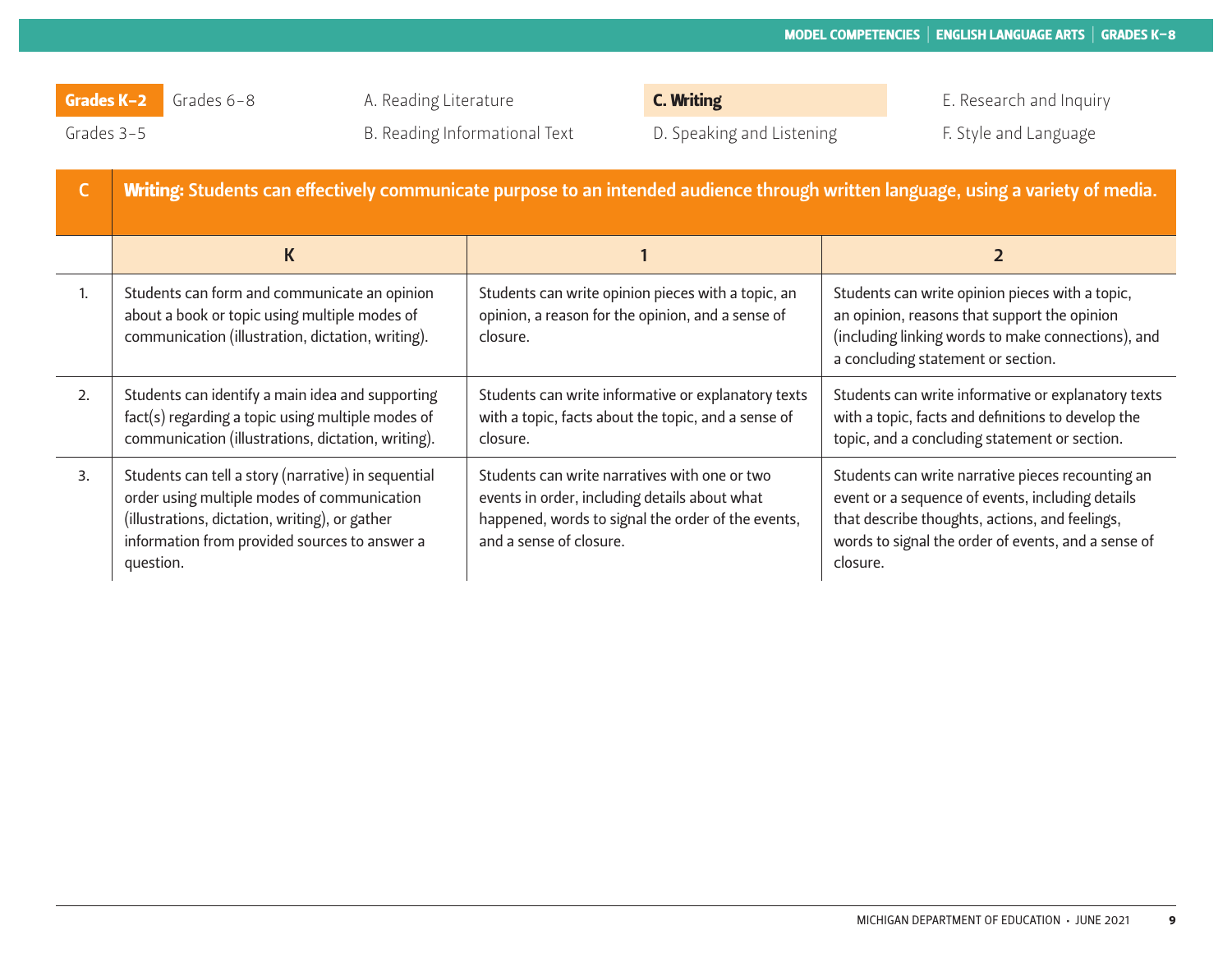Grades K–2 | Grades 6–8 | Grades 3–5

A. Reading Literature
B. Reading Informational Text
**C. Writing**
D. Speaking and Listening
E. Research and Inquiry
F. Style and Language

## C **Writing:** Students can effectively communicate purpose to an intended audience through written language, using a variety of media.

| | K | 1 | 2 |
|---|---|---|---|
| 1. | Students can form and communicate an opinion about a book or topic using multiple modes of communication (illustration, dictation, writing). | Students can write opinion pieces with a topic, an opinion, a reason for the opinion, and a sense of closure. | Students can write opinion pieces with a topic, an opinion, reasons that support the opinion (including linking words to make connections), and a concluding statement or section. |
| 2. | Students can identify a main idea and supporting fact(s) regarding a topic using multiple modes of communication (illustrations, dictation, writing). | Students can write informative or explanatory texts with a topic, facts about the topic, and a sense of closure. | Students can write informative or explanatory texts with a topic, facts and definitions to develop the topic, and a concluding statement or section. |
| 3. | Students can tell a story (narrative) in sequential order using multiple modes of communication (illustrations, dictation, writing), or gather information from provided sources to answer a question. | Students can write narratives with one or two events in order, including details about what happened, words to signal the order of the events, and a sense of closure. | Students can write narrative pieces recounting an event or a sequence of events, including details that describe thoughts, actions, and feelings, words to signal the order of events, and a sense of closure. |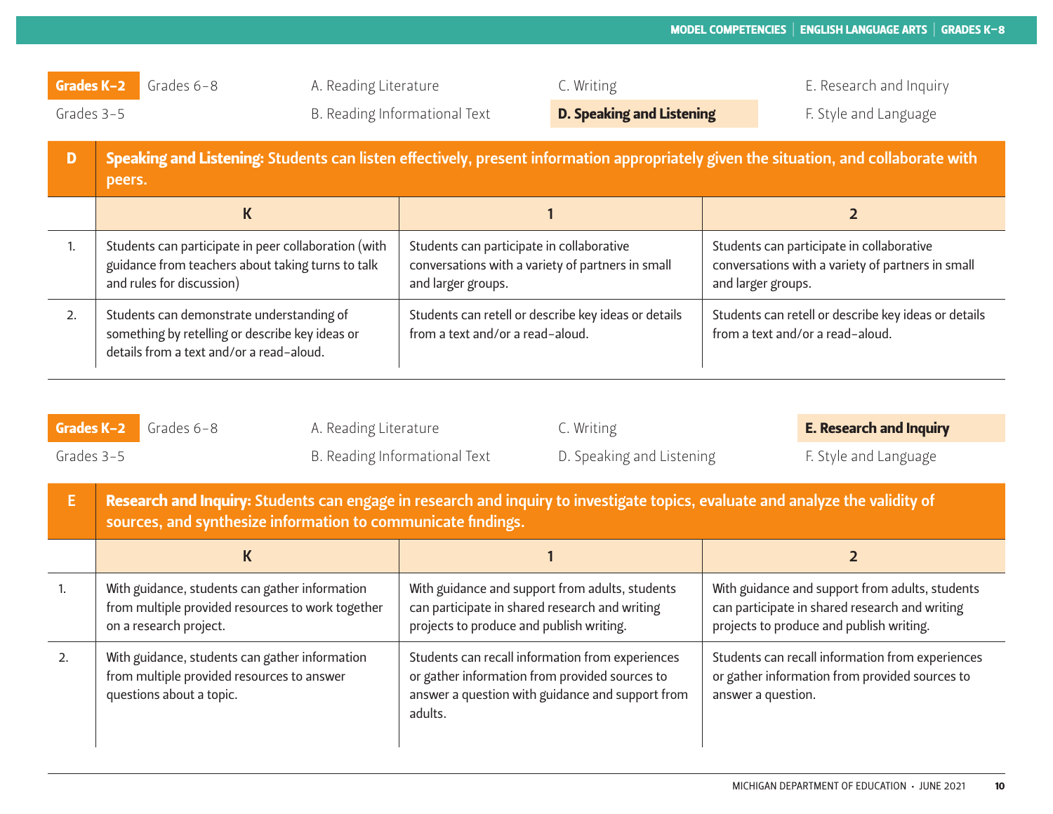Grades K–2 | Grades 6–8 | Grades 3–5

A. Reading Literature
B. Reading Informational Text
C. Writing
**D. Speaking and Listening**
E. Research and Inquiry
F. Style and Language

## D Speaking and Listening: Students can listen effectively, present information appropriately given the situation, and collaborate with peers.

| | K | 1 | 2 |
|---|---|---|---|
| 1. | Students can participate in peer collaboration (with guidance from teachers about taking turns to talk and rules for discussion) | Students can participate in collaborative conversations with a variety of partners in small and larger groups. | Students can participate in collaborative conversations with a variety of partners in small and larger groups. |
| 2. | Students can demonstrate understanding of something by retelling or describe key ideas or details from a text and/or a read-aloud. | Students can retell or describe key ideas or details from a text and/or a read-aloud. | Students can retell or describe key ideas or details from a text and/or a read-aloud. |

Grades K–2 | Grades 6–8 | Grades 3–5

A. Reading Literature
B. Reading Informational Text
C. Writing
D. Speaking and Listening
**E. Research and Inquiry**
F. Style and Language

## E Research and Inquiry: Students can engage in research and inquiry to investigate topics, evaluate and analyze the validity of sources, and synthesize information to communicate findings.

| | K | 1 | 2 |
|---|---|---|---|
| 1. | With guidance, students can gather information from multiple provided resources to work together on a research project. | With guidance and support from adults, students can participate in shared research and writing projects to produce and publish writing. | With guidance and support from adults, students can participate in shared research and writing projects to produce and publish writing. |
| 2. | With guidance, students can gather information from multiple provided resources to answer questions about a topic. | Students can recall information from experiences or gather information from provided sources to answer a question with guidance and support from adults. | Students can recall information from experiences or gather information from provided sources to answer a question. |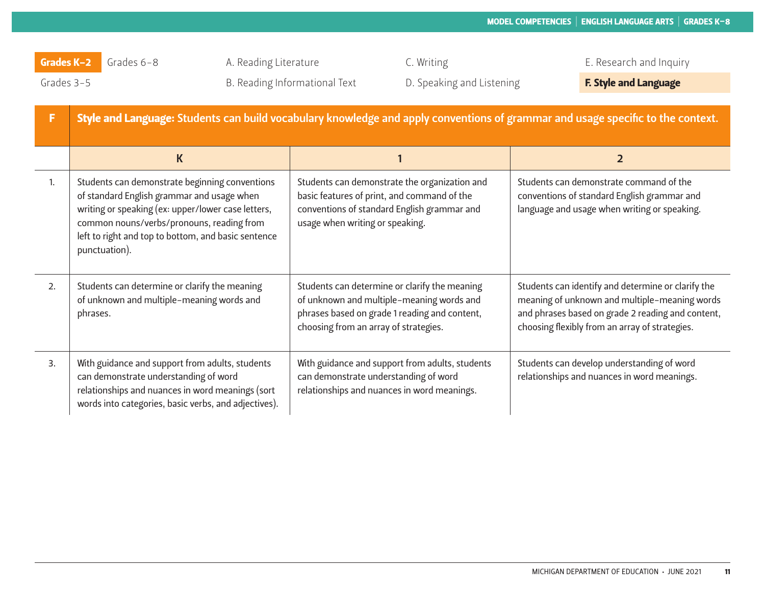Grades K–2 | Grades 6–8 | A. Reading Literature | C. Writing | E. Research and Inquiry
Grades 3–5 | B. Reading Informational Text | D. Speaking and Listening | **F. Style and Language**

## F Style and Language: Students can build vocabulary knowledge and apply conventions of grammar and usage specific to the context.

| | K | 1 | 2 |
|---|---|---|---|
| 1. | Students can demonstrate beginning conventions of standard English grammar and usage when writing or speaking (ex: upper/lower case letters, common nouns/verbs/pronouns, reading from left to right and top to bottom, and basic sentence punctuation). | Students can demonstrate the organization and basic features of print, and command of the conventions of standard English grammar and usage when writing or speaking. | Students can demonstrate command of the conventions of standard English grammar and language and usage when writing or speaking. |
| 2. | Students can determine or clarify the meaning of unknown and multiple-meaning words and phrases. | Students can determine or clarify the meaning of unknown and multiple-meaning words and phrases based on grade 1 reading and content, choosing from an array of strategies. | Students can identify and determine or clarify the meaning of unknown and multiple-meaning words and phrases based on grade 2 reading and content, choosing flexibly from an array of strategies. |
| 3. | With guidance and support from adults, students can demonstrate understanding of word relationships and nuances in word meanings (sort words into categories, basic verbs, and adjectives). | With guidance and support from adults, students can demonstrate understanding of word relationships and nuances in word meanings. | Students can develop understanding of word relationships and nuances in word meanings. |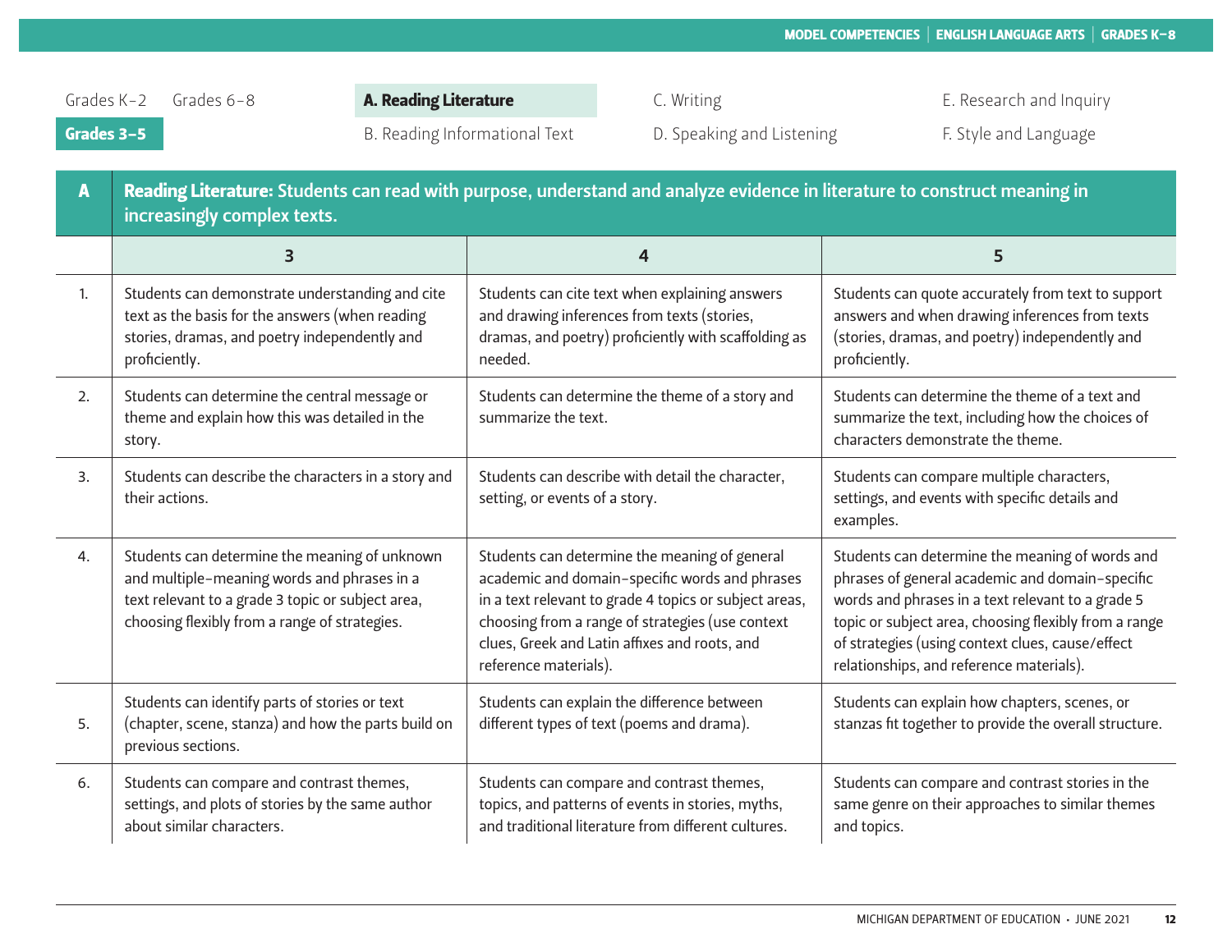Grades K–2 | Grades 6–8 | **Grades 3–5**

**A. Reading Literature** | B. Reading Informational Text | C. Writing | D. Speaking and Listening | E. Research and Inquiry | F. Style and Language

## A Reading Literature: Students can read with purpose, understand and analyze evidence in literature to construct meaning in increasingly complex texts.

| | 3 | 4 | 5 |
|---|---|---|---|
| 1. | Students can demonstrate understanding and cite text as the basis for the answers (when reading stories, dramas, and poetry independently and proficiently. | Students can cite text when explaining answers and drawing inferences from texts (stories, dramas, and poetry) proficiently with scaffolding as needed. | Students can quote accurately from text to support answers and when drawing inferences from texts (stories, dramas, and poetry) independently and proficiently. |
| 2. | Students can determine the central message or theme and explain how this was detailed in the story. | Students can determine the theme of a story and summarize the text. | Students can determine the theme of a text and summarize the text, including how the choices of characters demonstrate the theme. |
| 3. | Students can describe the characters in a story and their actions. | Students can describe with detail the character, setting, or events of a story. | Students can compare multiple characters, settings, and events with specific details and examples. |
| 4. | Students can determine the meaning of unknown and multiple-meaning words and phrases in a text relevant to a grade 3 topic or subject area, choosing flexibly from a range of strategies. | Students can determine the meaning of general academic and domain-specific words and phrases in a text relevant to grade 4 topics or subject areas, choosing from a range of strategies (use context clues, Greek and Latin affixes and roots, and reference materials). | Students can determine the meaning of words and phrases of general academic and domain-specific words and phrases in a text relevant to a grade 5 topic or subject area, choosing flexibly from a range of strategies (using context clues, cause/effect relationships, and reference materials). |
| 5. | Students can identify parts of stories or text (chapter, scene, stanza) and how the parts build on previous sections. | Students can explain the difference between different types of text (poems and drama). | Students can explain how chapters, scenes, or stanzas fit together to provide the overall structure. |
| 6. | Students can compare and contrast themes, settings, and plots of stories by the same author about similar characters. | Students can compare and contrast themes, topics, and patterns of events in stories, myths, and traditional literature from different cultures. | Students can compare and contrast stories in the same genre on their approaches to similar themes and topics. |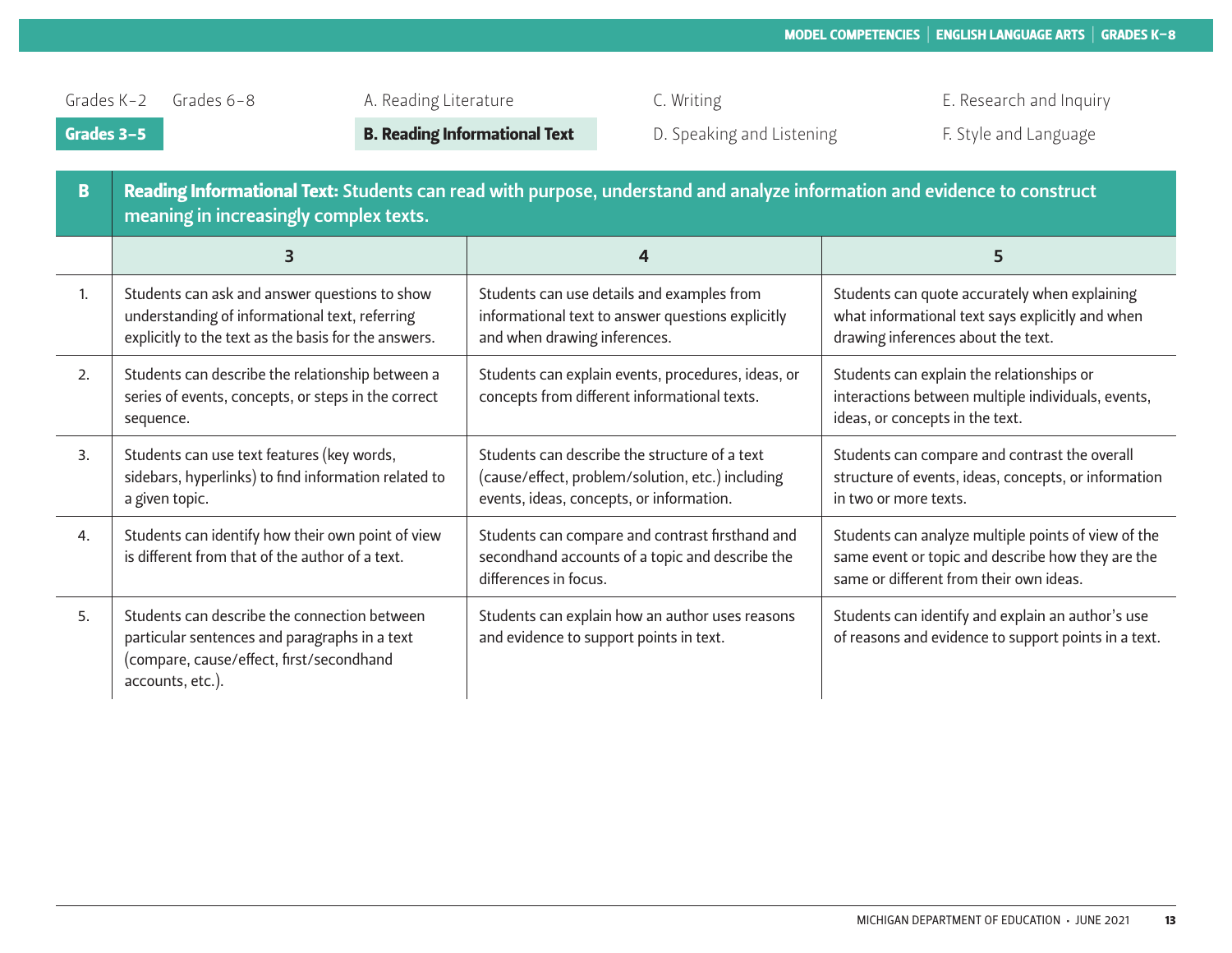Grades K–2 Grades 6–8

**Grades 3–5**

A. Reading Literature

**B. Reading Informational Text**

C. Writing

D. Speaking and Listening

E. Research and Inquiry

F. Style and Language

| B | **Reading Informational Text:** Students can read with purpose, understand and analyze information and evidence to construct meaning in increasingly complex texts. | | |
|---|---|---|---|
| | **3** | **4** | **5** |
| 1. | Students can ask and answer questions to show understanding of informational text, referring explicitly to the text as the basis for the answers. | Students can use details and examples from informational text to answer questions explicitly and when drawing inferences. | Students can quote accurately when explaining what informational text says explicitly and when drawing inferences about the text. |
| 2. | Students can describe the relationship between a series of events, concepts, or steps in the correct sequence. | Students can explain events, procedures, ideas, or concepts from different informational texts. | Students can explain the relationships or interactions between multiple individuals, events, ideas, or concepts in the text. |
| 3. | Students can use text features (key words, sidebars, hyperlinks) to find information related to a given topic. | Students can describe the structure of a text (cause/effect, problem/solution, etc.) including events, ideas, concepts, or information. | Students can compare and contrast the overall structure of events, ideas, concepts, or information in two or more texts. |
| 4. | Students can identify how their own point of view is different from that of the author of a text. | Students can compare and contrast firsthand and secondhand accounts of a topic and describe the differences in focus. | Students can analyze multiple points of view of the same event or topic and describe how they are the same or different from their own ideas. |
| 5. | Students can describe the connection between particular sentences and paragraphs in a text (compare, cause/effect, first/secondhand accounts, etc.). | Students can explain how an author uses reasons and evidence to support points in text. | Students can identify and explain an author's use of reasons and evidence to support points in a text. |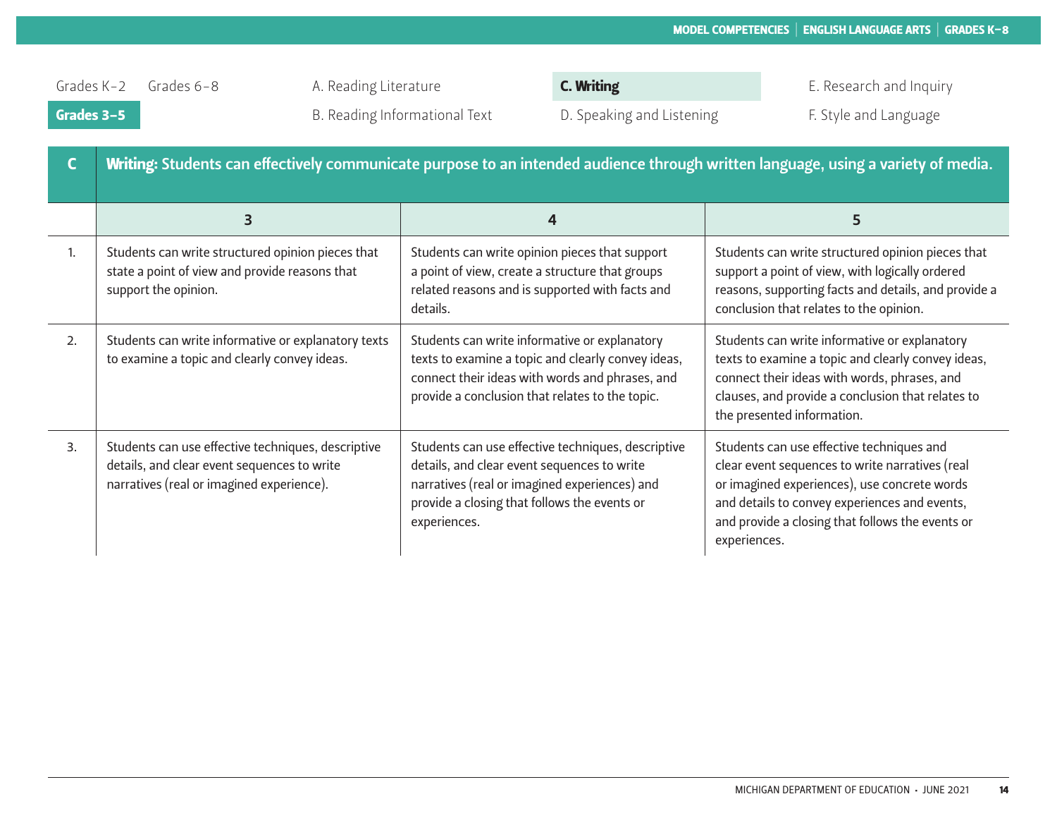Grades K–2 Grades 6–8

**Grades 3–5**

A. Reading Literature
B. Reading Informational Text
**C. Writing**
D. Speaking and Listening
E. Research and Inquiry
F. Style and Language

| C | **Writing: Students can effectively communicate purpose to an intended audience through written language, using a variety of media.** | | |
|---|---|---|---|
| | **3** | **4** | **5** |
| 1. | Students can write structured opinion pieces that state a point of view and provide reasons that support the opinion. | Students can write opinion pieces that support a point of view, create a structure that groups related reasons and is supported with facts and details. | Students can write structured opinion pieces that support a point of view, with logically ordered reasons, supporting facts and details, and provide a conclusion that relates to the opinion. |
| 2. | Students can write informative or explanatory texts to examine a topic and clearly convey ideas. | Students can write informative or explanatory texts to examine a topic and clearly convey ideas, connect their ideas with words and phrases, and provide a conclusion that relates to the topic. | Students can write informative or explanatory texts to examine a topic and clearly convey ideas, connect their ideas with words, phrases, and clauses, and provide a conclusion that relates to the presented information. |
| 3. | Students can use effective techniques, descriptive details, and clear event sequences to write narratives (real or imagined experience). | Students can use effective techniques, descriptive details, and clear event sequences to write narratives (real or imagined experiences) and provide a closing that follows the events or experiences. | Students can use effective techniques and clear event sequences to write narratives (real or imagined experiences), use concrete words and details to convey experiences and events, and provide a closing that follows the events or experiences. |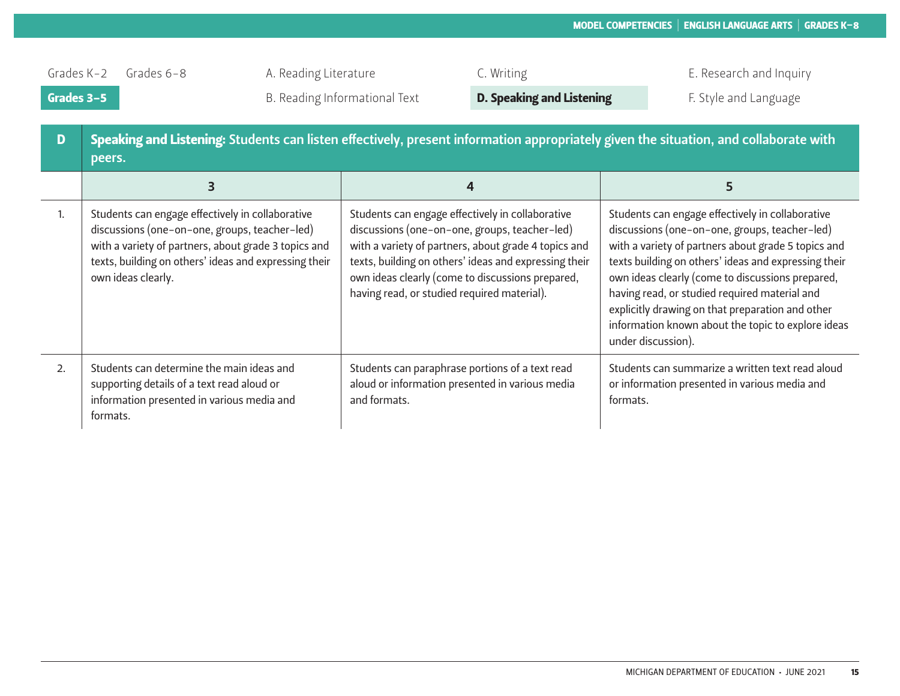Grades K–2 | Grades 6–8 | **Grades 3–5**

A. Reading Literature | B. Reading Informational Text | C. Writing | **D. Speaking and Listening** | E. Research and Inquiry | F. Style and Language

| D | **Speaking and Listening:** Students can listen effectively, present information appropriately given the situation, and collaborate with peers. | | |
|---|---|---|---|
| | **3** | **4** | **5** |
| 1. | Students can engage effectively in collaborative discussions (one-on-one, groups, teacher-led) with a variety of partners, about grade 3 topics and texts, building on others' ideas and expressing their own ideas clearly. | Students can engage effectively in collaborative discussions (one-on-one, groups, teacher-led) with a variety of partners, about grade 4 topics and texts, building on others' ideas and expressing their own ideas clearly (come to discussions prepared, having read, or studied required material). | Students can engage effectively in collaborative discussions (one-on-one, groups, teacher-led) with a variety of partners about grade 5 topics and texts building on others' ideas and expressing their own ideas clearly (come to discussions prepared, having read, or studied required material and explicitly drawing on that preparation and other information known about the topic to explore ideas under discussion). |
| 2. | Students can determine the main ideas and supporting details of a text read aloud or information presented in various media and formats. | Students can paraphrase portions of a text read aloud or information presented in various media and formats. | Students can summarize a written text read aloud or information presented in various media and formats. |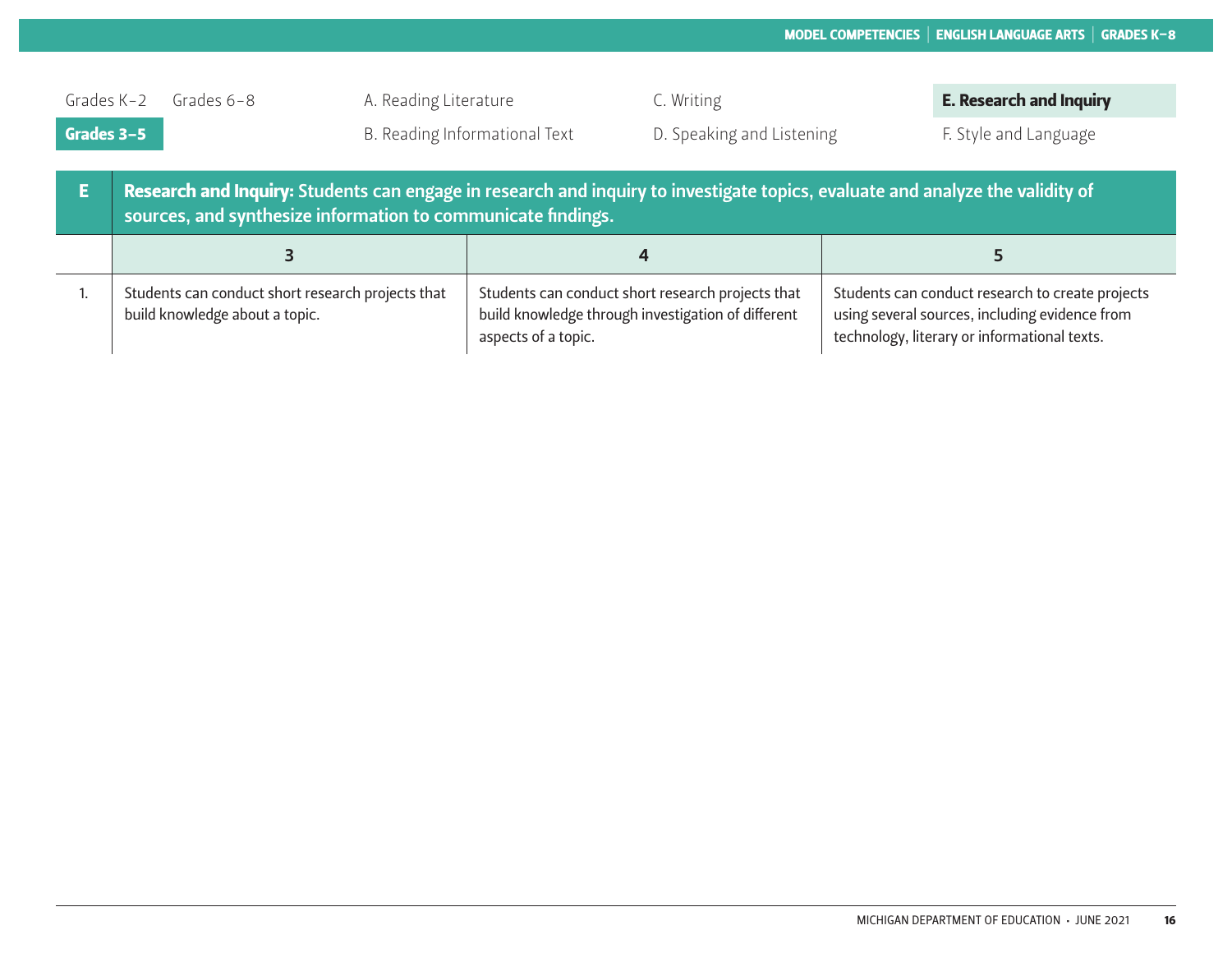Grades K–2 | Grades 6–8 | **Grades 3–5**

A. Reading Literature | B. Reading Informational Text | C. Writing | D. Speaking and Listening | **E. Research and Inquiry** | F. Style and Language

| E | Research and Inquiry: Students can engage in research and inquiry to investigate topics, evaluate and analyze the validity of sources, and synthesize information to communicate findings. | | |
|---|---|---|---|
| | **3** | **4** | **5** |
| 1. | Students can conduct short research projects that build knowledge about a topic. | Students can conduct short research projects that build knowledge through investigation of different aspects of a topic. | Students can conduct research to create projects using several sources, including evidence from technology, literary or informational texts. |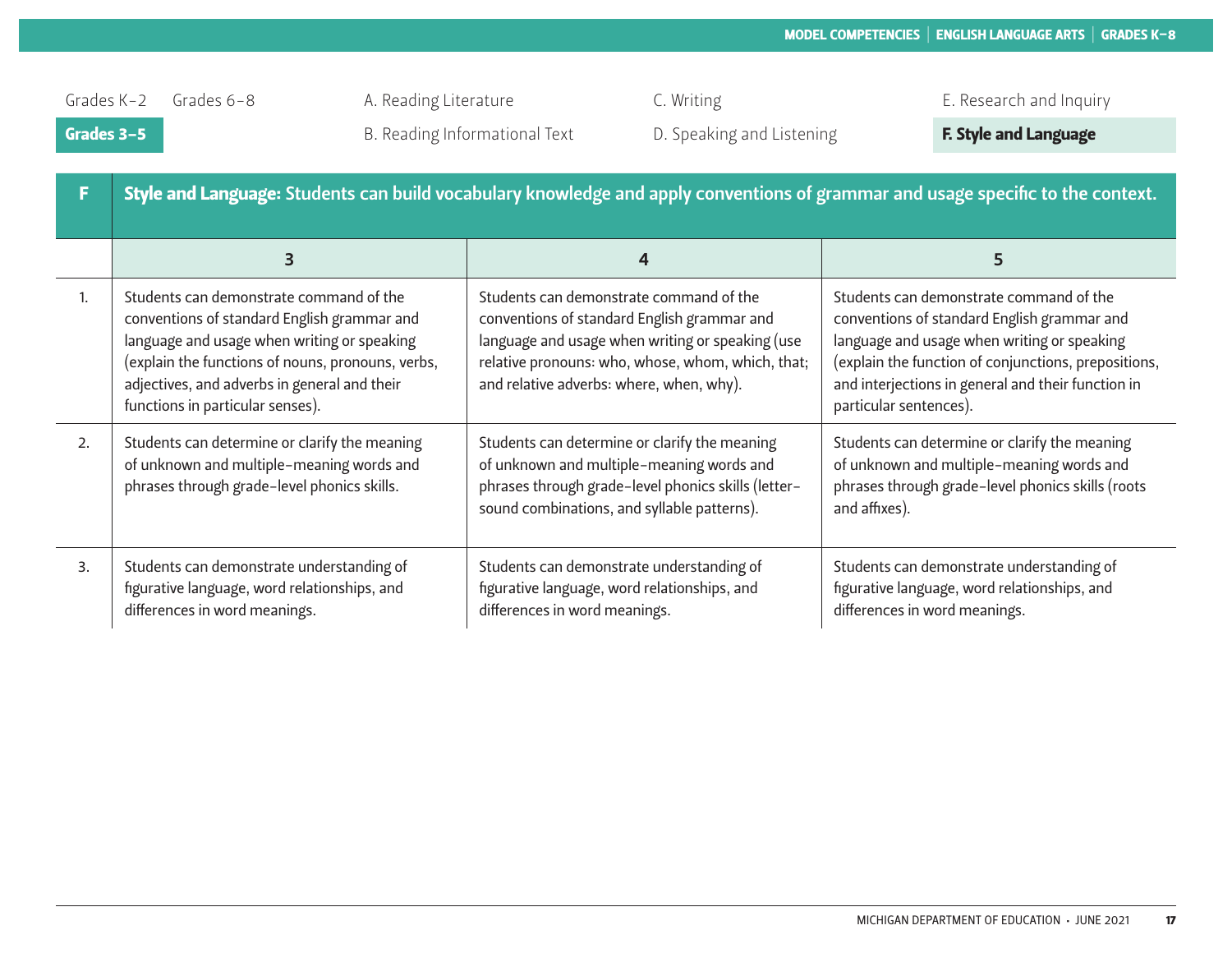Grades K–2 | Grades 6–8 | **Grades 3–5**

A. Reading Literature
B. Reading Informational Text
C. Writing
D. Speaking and Listening
E. Research and Inquiry
**F. Style and Language**

| F | **Style and Language:** Students can build vocabulary knowledge and apply conventions of grammar and usage specific to the context. | | |
|---|---|---|---|
| | **3** | **4** | **5** |
| 1. | Students can demonstrate command of the conventions of standard English grammar and language and usage when writing or speaking (explain the functions of nouns, pronouns, verbs, adjectives, and adverbs in general and their functions in particular senses). | Students can demonstrate command of the conventions of standard English grammar and language and usage when writing or speaking (use relative pronouns: who, whose, whom, which, that; and relative adverbs: where, when, why). | Students can demonstrate command of the conventions of standard English grammar and language and usage when writing or speaking (explain the function of conjunctions, prepositions, and interjections in general and their function in particular sentences). |
| 2. | Students can determine or clarify the meaning of unknown and multiple-meaning words and phrases through grade-level phonics skills. | Students can determine or clarify the meaning of unknown and multiple-meaning words and phrases through grade-level phonics skills (letter-sound combinations, and syllable patterns). | Students can determine or clarify the meaning of unknown and multiple-meaning words and phrases through grade-level phonics skills (roots and affixes). |
| 3. | Students can demonstrate understanding of figurative language, word relationships, and differences in word meanings. | Students can demonstrate understanding of figurative language, word relationships, and differences in word meanings. | Students can demonstrate understanding of figurative language, word relationships, and differences in word meanings. |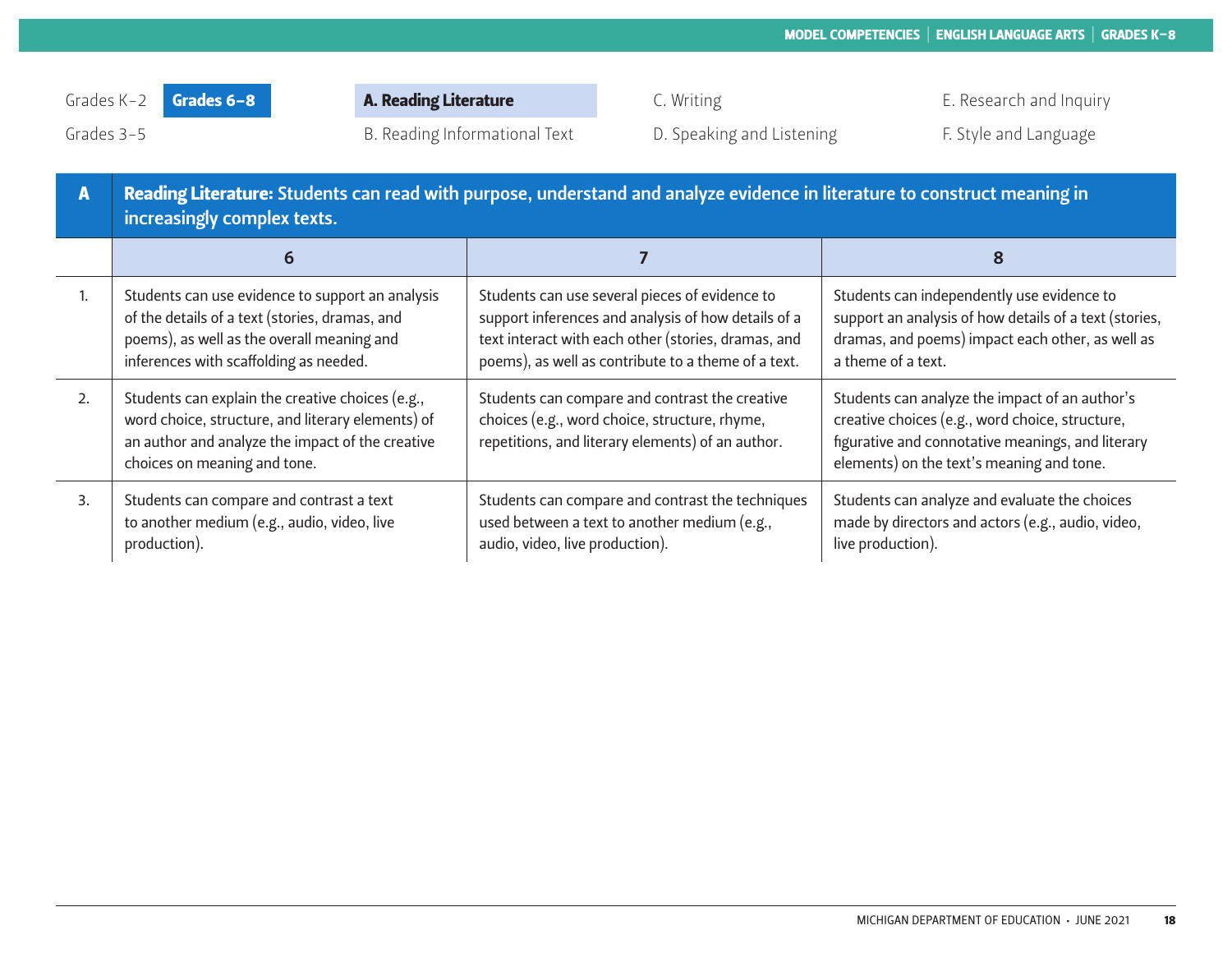Grades K–2 **Grades 6–8** **A. Reading Literature** C. Writing E. Research and Inquiry

Grades 3–5 B. Reading Informational Text D. Speaking and Listening F. Style and Language

| A | **Reading Literature:** Students can read with purpose, understand and analyze evidence in literature to construct meaning in increasingly complex texts. | | |
|---|---|---|---|
| | **6** | **7** | **8** |
| 1. | Students can use evidence to support an analysis of the details of a text (stories, dramas, and poems), as well as the overall meaning and inferences with scaffolding as needed. | Students can use several pieces of evidence to support inferences and analysis of how details of a text interact with each other (stories, dramas, and poems), as well as contribute to a theme of a text. | Students can independently use evidence to support an analysis of how details of a text (stories, dramas, and poems) impact each other, as well as a theme of a text. |
| 2. | Students can explain the creative choices (e.g., word choice, structure, and literary elements) of an author and analyze the impact of the creative choices on meaning and tone. | Students can compare and contrast the creative choices (e.g., word choice, structure, rhyme, repetitions, and literary elements) of an author. | Students can analyze the impact of an author's creative choices (e.g., word choice, structure, figurative and connotative meanings, and literary elements) on the text's meaning and tone. |
| 3. | Students can compare and contrast a text to another medium (e.g., audio, video, live production). | Students can compare and contrast the techniques used between a text to another medium (e.g., audio, video, live production). | Students can analyze and evaluate the choices made by directors and actors (e.g., audio, video, live production). |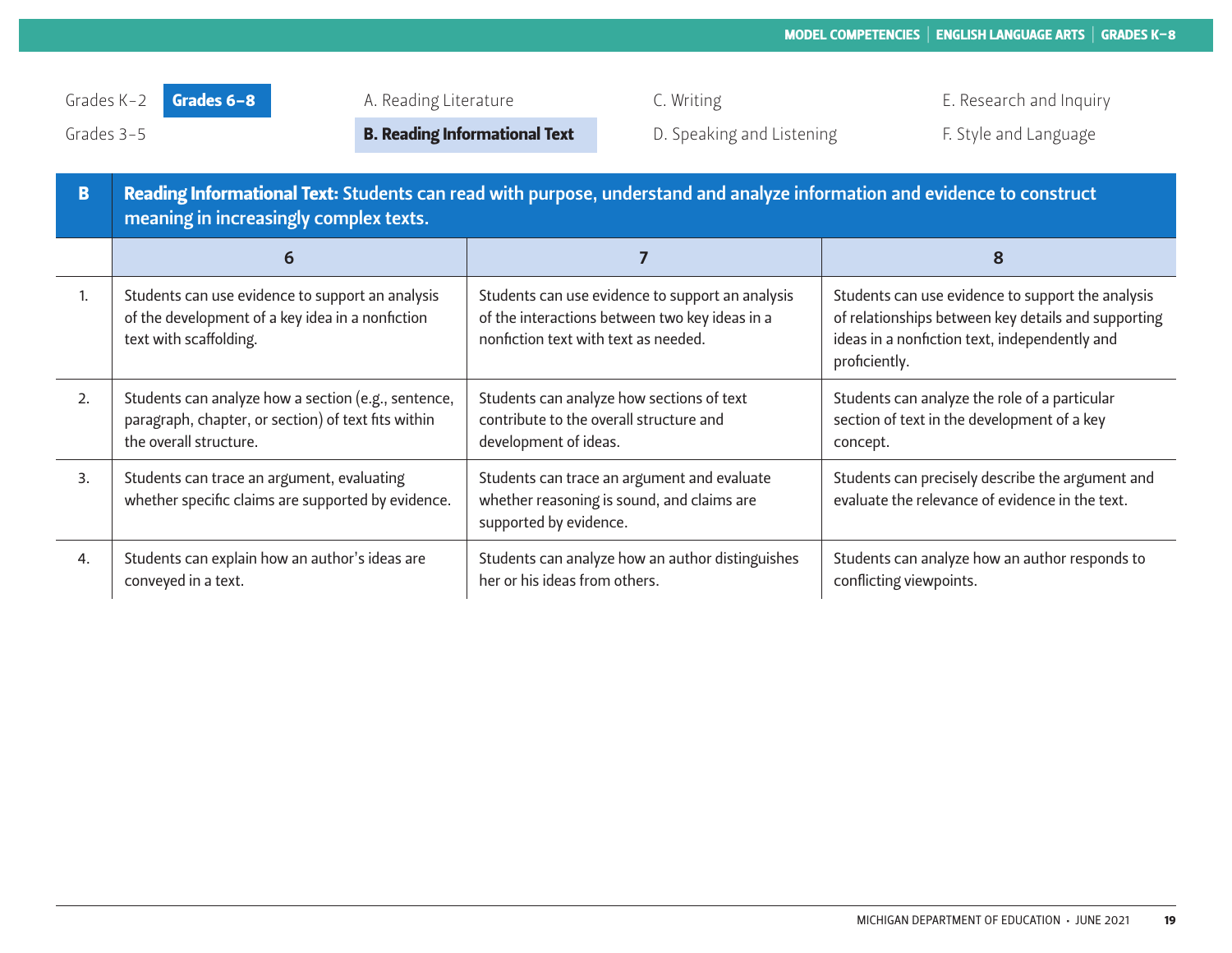Grades K–2 | **Grades 6–8**
Grades 3–5

A. Reading Literature
**B. Reading Informational Text**
C. Writing
D. Speaking and Listening
E. Research and Inquiry
F. Style and Language

## B Reading Informational Text: Students can read with purpose, understand and analyze information and evidence to construct meaning in increasingly complex texts.

| | 6 | 7 | 8 |
|---|---|---|---|
| 1. | Students can use evidence to support an analysis of the development of a key idea in a nonfiction text with scaffolding. | Students can use evidence to support an analysis of the interactions between two key ideas in a nonfiction text with text as needed. | Students can use evidence to support the analysis of relationships between key details and supporting ideas in a nonfiction text, independently and proficiently. |
| 2. | Students can analyze how a section (e.g., sentence, paragraph, chapter, or section) of text fits within the overall structure. | Students can analyze how sections of text contribute to the overall structure and development of ideas. | Students can analyze the role of a particular section of text in the development of a key concept. |
| 3. | Students can trace an argument, evaluating whether specific claims are supported by evidence. | Students can trace an argument and evaluate whether reasoning is sound, and claims are supported by evidence. | Students can precisely describe the argument and evaluate the relevance of evidence in the text. |
| 4. | Students can explain how an author's ideas are conveyed in a text. | Students can analyze how an author distinguishes her or his ideas from others. | Students can analyze how an author responds to conflicting viewpoints. |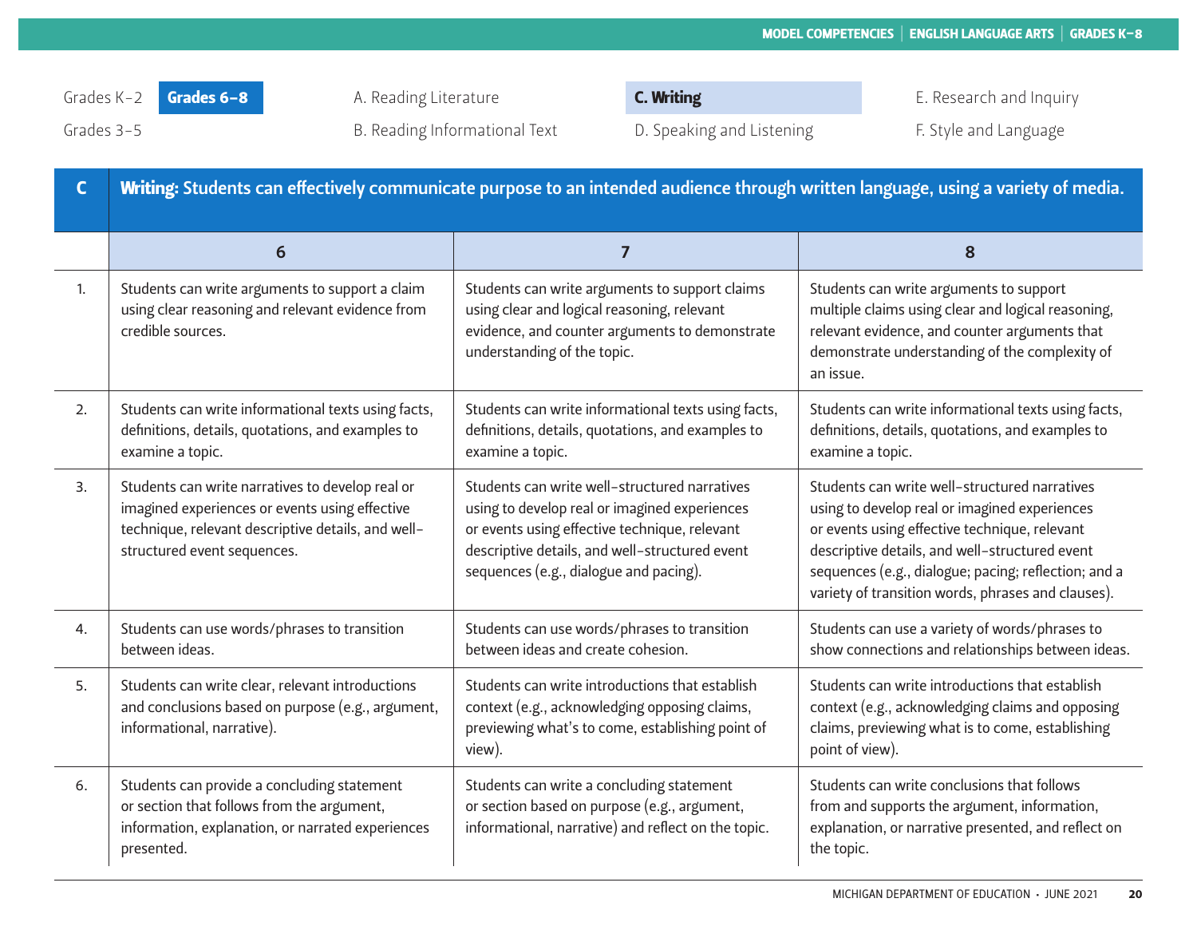Grades K–2 | **Grades 6–8** | A. Reading Literature | **C. Writing** | E. Research and Inquiry
Grades 3–5 | B. Reading Informational Text | D. Speaking and Listening | F. Style and Language

## C — Writing: Students can effectively communicate purpose to an intended audience through written language, using a variety of media.

| | 6 | 7 | 8 |
|---|---|---|---|
| 1. | Students can write arguments to support a claim using clear reasoning and relevant evidence from credible sources. | Students can write arguments to support claims using clear and logical reasoning, relevant evidence, and counter arguments to demonstrate understanding of the topic. | Students can write arguments to support multiple claims using clear and logical reasoning, relevant evidence, and counter arguments that demonstrate understanding of the complexity of an issue. |
| 2. | Students can write informational texts using facts, definitions, details, quotations, and examples to examine a topic. | Students can write informational texts using facts, definitions, details, quotations, and examples to examine a topic. | Students can write informational texts using facts, definitions, details, quotations, and examples to examine a topic. |
| 3. | Students can write narratives to develop real or imagined experiences or events using effective technique, relevant descriptive details, and well-structured event sequences. | Students can write well-structured narratives using to develop real or imagined experiences or events using effective technique, relevant descriptive details, and well-structured event sequences (e.g., dialogue and pacing). | Students can write well-structured narratives using to develop real or imagined experiences or events using effective technique, relevant descriptive details, and well-structured event sequences (e.g., dialogue; pacing; reflection; and a variety of transition words, phrases and clauses). |
| 4. | Students can use words/phrases to transition between ideas. | Students can use words/phrases to transition between ideas and create cohesion. | Students can use a variety of words/phrases to show connections and relationships between ideas. |
| 5. | Students can write clear, relevant introductions and conclusions based on purpose (e.g., argument, informational, narrative). | Students can write introductions that establish context (e.g., acknowledging opposing claims, previewing what's to come, establishing point of view). | Students can write introductions that establish context (e.g., acknowledging claims and opposing claims, previewing what is to come, establishing point of view). |
| 6. | Students can provide a concluding statement or section that follows from the argument, information, explanation, or narrated experiences presented. | Students can write a concluding statement or section based on purpose (e.g., argument, informational, narrative) and reflect on the topic. | Students can write conclusions that follows from and supports the argument, information, explanation, or narrative presented, and reflect on the topic. |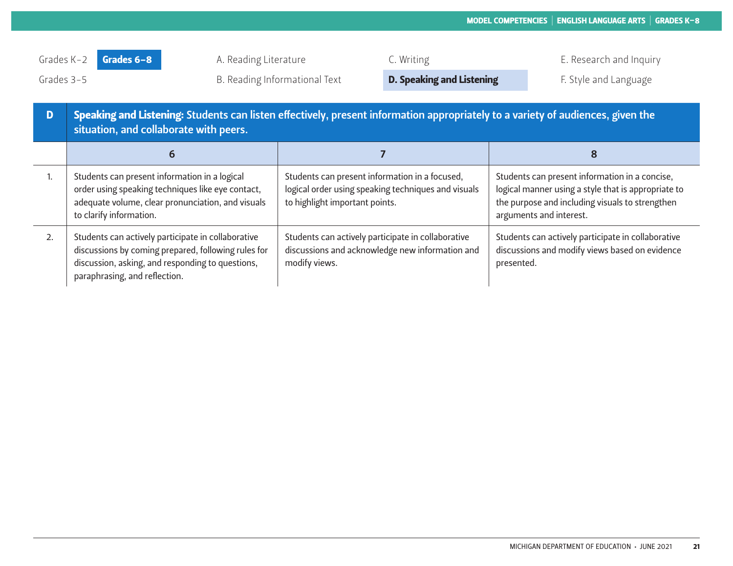Grades K–2 | **Grades 6–8** | A. Reading Literature | C. Writing | E. Research and Inquiry
Grades 3–5 | B. Reading Informational Text | **D. Speaking and Listening** | F. Style and Language

## D Speaking and Listening: Students can listen effectively, present information appropriately to a variety of audiences, given the situation, and collaborate with peers.

| | 6 | 7 | 8 |
|---|---|---|---|
| 1. | Students can present information in a logical order using speaking techniques like eye contact, adequate volume, clear pronunciation, and visuals to clarify information. | Students can present information in a focused, logical order using speaking techniques and visuals to highlight important points. | Students can present information in a concise, logical manner using a style that is appropriate to the purpose and including visuals to strengthen arguments and interest. |
| 2. | Students can actively participate in collaborative discussions by coming prepared, following rules for discussion, asking, and responding to questions, paraphrasing, and reflection. | Students can actively participate in collaborative discussions and acknowledge new information and modify views. | Students can actively participate in collaborative discussions and modify views based on evidence presented. |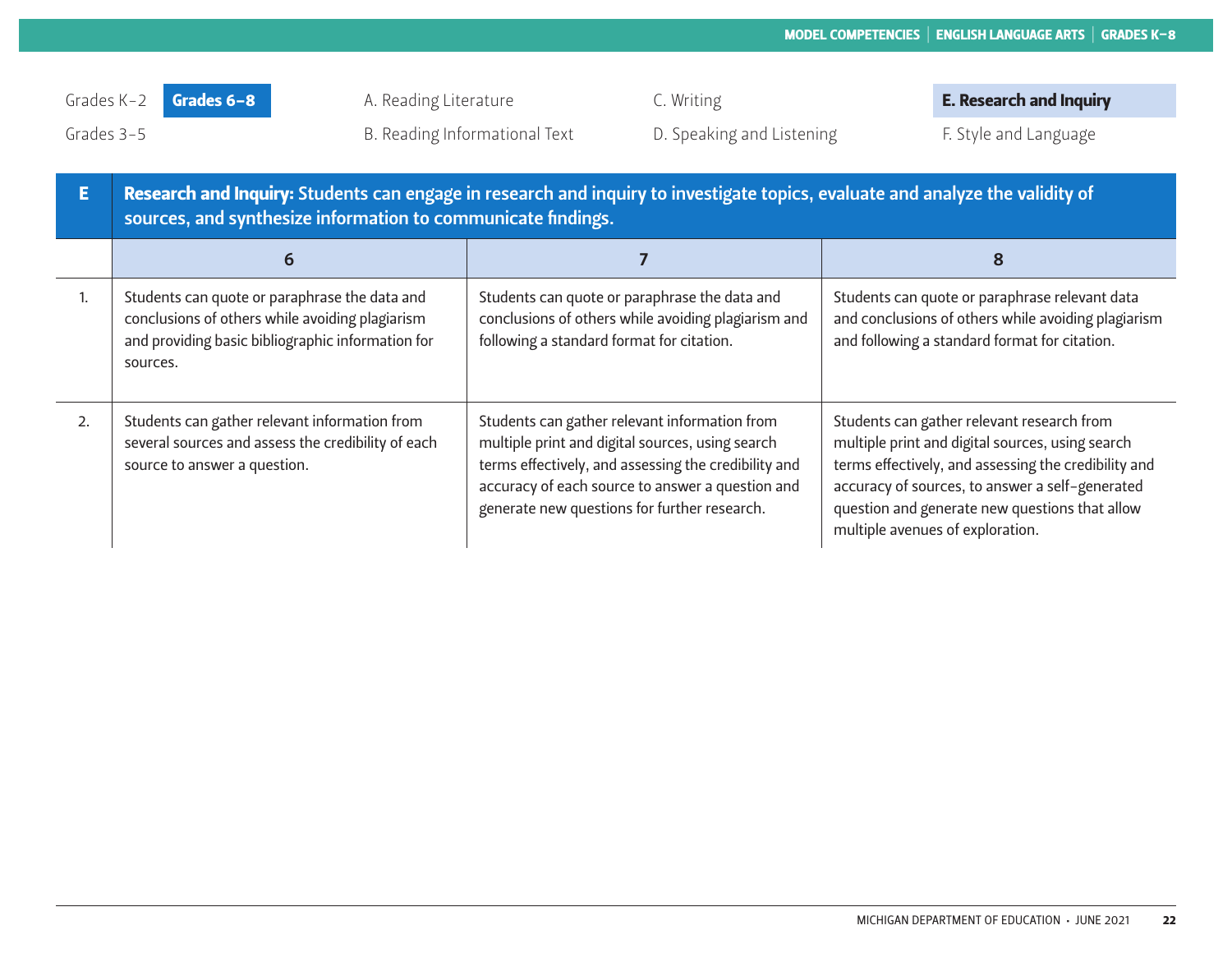Grades K–2 **Grades 6–8** A. Reading Literature C. Writing **E. Research and Inquiry**

Grades 3–5 B. Reading Informational Text D. Speaking and Listening F. Style and Language

| E | **Research and Inquiry:** Students can engage in research and inquiry to investigate topics, evaluate and analyze the validity of sources, and synthesize information to communicate findings. | | |
|---|---|---|---|
| | **6** | **7** | **8** |
| 1. | Students can quote or paraphrase the data and conclusions of others while avoiding plagiarism and providing basic bibliographic information for sources. | Students can quote or paraphrase the data and conclusions of others while avoiding plagiarism and following a standard format for citation. | Students can quote or paraphrase relevant data and conclusions of others while avoiding plagiarism and following a standard format for citation. |
| 2. | Students can gather relevant information from several sources and assess the credibility of each source to answer a question. | Students can gather relevant information from multiple print and digital sources, using search terms effectively, and assessing the credibility and accuracy of each source to answer a question and generate new questions for further research. | Students can gather relevant research from multiple print and digital sources, using search terms effectively, and assessing the credibility and accuracy of sources, to answer a self-generated question and generate new questions that allow multiple avenues of exploration. |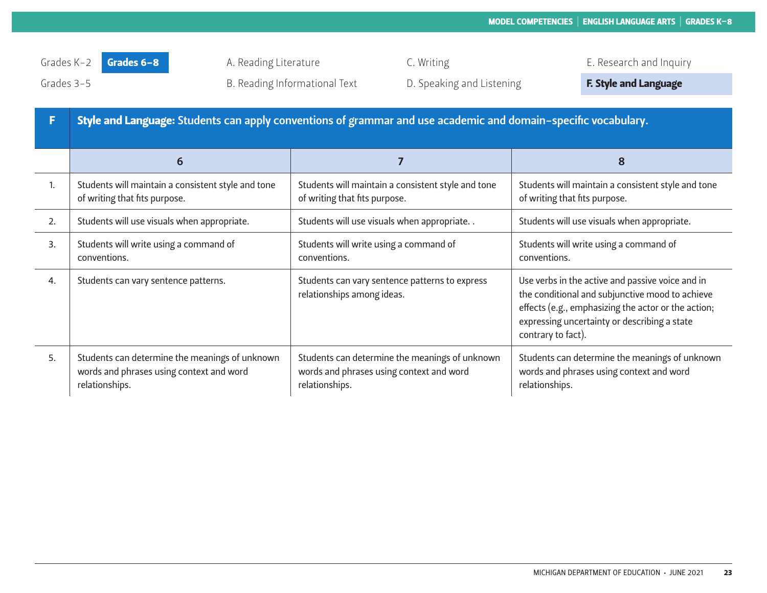Grades K–2 **Grades 6–8** A. Reading Literature C. Writing E. Research and Inquiry
Grades 3–5 B. Reading Informational Text D. Speaking and Listening **F. Style and Language**

| F | **Style and Language:** Students can apply conventions of grammar and use academic and domain-specific vocabulary. | | |
|---|---|---|---|
| | **6** | **7** | **8** |
| 1. | Students will maintain a consistent style and tone of writing that fits purpose. | Students will maintain a consistent style and tone of writing that fits purpose. | Students will maintain a consistent style and tone of writing that fits purpose. |
| 2. | Students will use visuals when appropriate. | Students will use visuals when appropriate. . | Students will use visuals when appropriate. |
| 3. | Students will write using a command of conventions. | Students will write using a command of conventions. | Students will write using a command of conventions. |
| 4. | Students can vary sentence patterns. | Students can vary sentence patterns to express relationships among ideas. | Use verbs in the active and passive voice and in the conditional and subjunctive mood to achieve effects (e.g., emphasizing the actor or the action; expressing uncertainty or describing a state contrary to fact). |
| 5. | Students can determine the meanings of unknown words and phrases using context and word relationships. | Students can determine the meanings of unknown words and phrases using context and word relationships. | Students can determine the meanings of unknown words and phrases using context and word relationships. |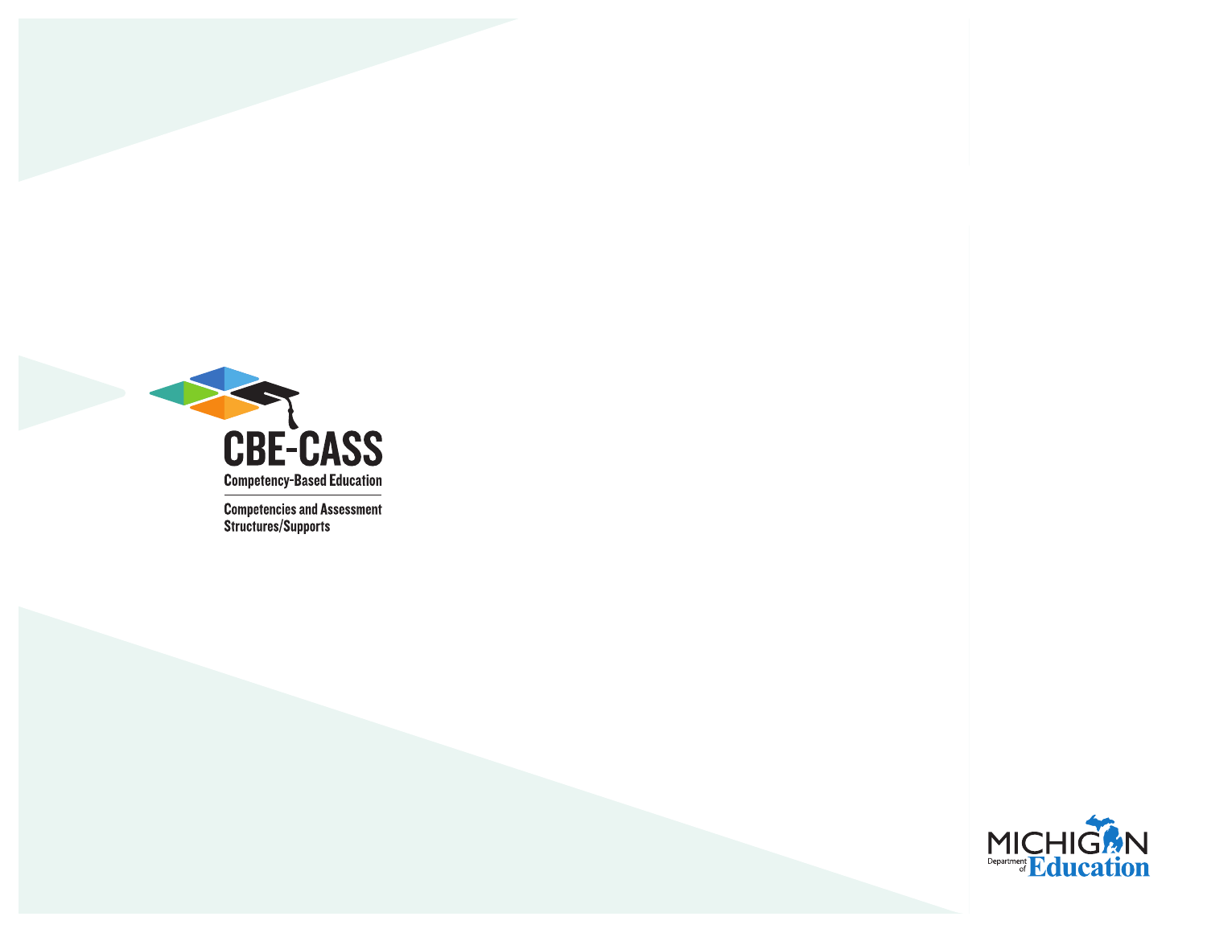CBE-CASS

Competency-Based Education

Competencies and Assessment Structures/Supports

MICHIGAN Department of Education